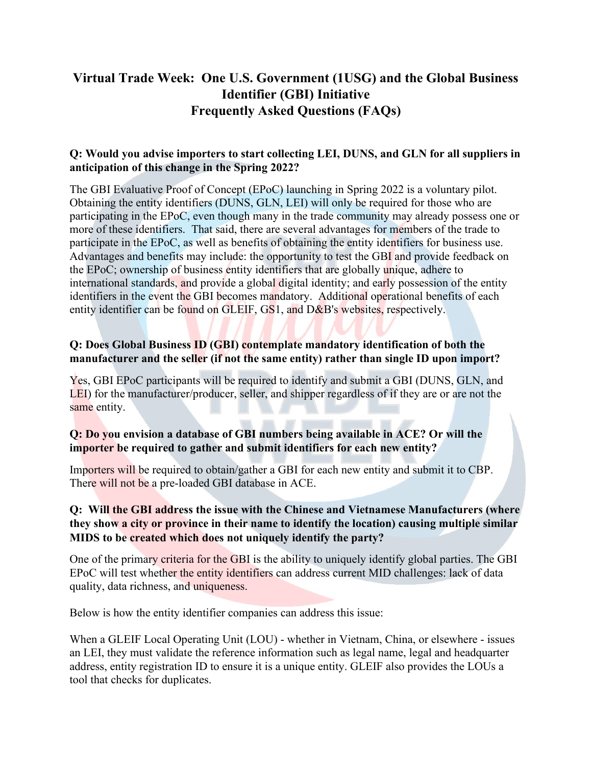# Virtual Trade Week: One U.S. Government (1USG) and the Global Business Identifier (GBI) Initiative
# Frequently Asked Questions (FAQs)

**Q: Would you advise importers to start collecting LEI, DUNS, and GLN for all suppliers in anticipation of this change in the Spring 2022?**

The GBI Evaluative Proof of Concept (EPoC) launching in Spring 2022 is a voluntary pilot. Obtaining the entity identifiers (DUNS, GLN, LEI) will only be required for those who are participating in the EPoC, even though many in the trade community may already possess one or more of these identifiers. That said, there are several advantages for members of the trade to participate in the EPoC, as well as benefits of obtaining the entity identifiers for business use. Advantages and benefits may include: the opportunity to test the GBI and provide feedback on the EPoC; ownership of business entity identifiers that are globally unique, adhere to international standards, and provide a global digital identity; and early possession of the entity identifiers in the event the GBI becomes mandatory. Additional operational benefits of each entity identifier can be found on GLEIF, GS1, and D&B's websites, respectively.

**Q: Does Global Business ID (GBI) contemplate mandatory identification of both the manufacturer and the seller (if not the same entity) rather than single ID upon import?**

Yes, GBI EPoC participants will be required to identify and submit a GBI (DUNS, GLN, and LEI) for the manufacturer/producer, seller, and shipper regardless of if they are or are not the same entity.

**Q: Do you envision a database of GBI numbers being available in ACE? Or will the importer be required to gather and submit identifiers for each new entity?**

Importers will be required to obtain/gather a GBI for each new entity and submit it to CBP. There will not be a pre-loaded GBI database in ACE.

**Q: Will the GBI address the issue with the Chinese and Vietnamese Manufacturers (where they show a city or province in their name to identify the location) causing multiple similar MIDS to be created which does not uniquely identify the party?**

One of the primary criteria for the GBI is the ability to uniquely identify global parties. The GBI EPoC will test whether the entity identifiers can address current MID challenges: lack of data quality, data richness, and uniqueness.

Below is how the entity identifier companies can address this issue:

When a GLEIF Local Operating Unit (LOU) - whether in Vietnam, China, or elsewhere - issues an LEI, they must validate the reference information such as legal name, legal and headquarter address, entity registration ID to ensure it is a unique entity. GLEIF also provides the LOUs a tool that checks for duplicates.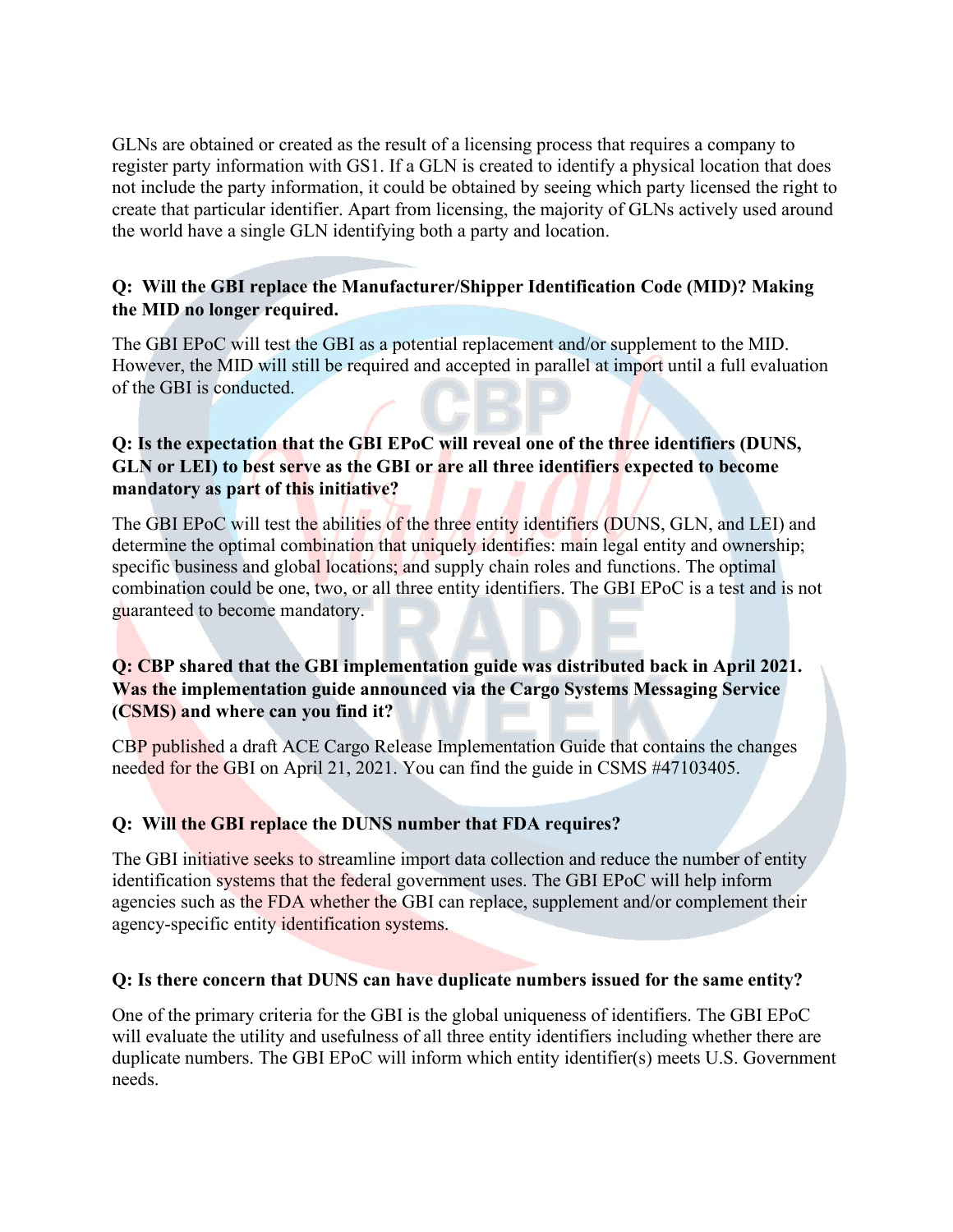GLNs are obtained or created as the result of a licensing process that requires a company to register party information with GS1. If a GLN is created to identify a physical location that does not include the party information, it could be obtained by seeing which party licensed the right to create that particular identifier. Apart from licensing, the majority of GLNs actively used around the world have a single GLN identifying both a party and location.

**Q: Will the GBI replace the Manufacturer/Shipper Identification Code (MID)? Making the MID no longer required.**

The GBI EPoC will test the GBI as a potential replacement and/or supplement to the MID. However, the MID will still be required and accepted in parallel at import until a full evaluation of the GBI is conducted.

**Q: Is the expectation that the GBI EPoC will reveal one of the three identifiers (DUNS, GLN or LEI) to best serve as the GBI or are all three identifiers expected to become mandatory as part of this initiative?**

The GBI EPoC will test the abilities of the three entity identifiers (DUNS, GLN, and LEI) and determine the optimal combination that uniquely identifies: main legal entity and ownership; specific business and global locations; and supply chain roles and functions. The optimal combination could be one, two, or all three entity identifiers. The GBI EPoC is a test and is not guaranteed to become mandatory.

**Q: CBP shared that the GBI implementation guide was distributed back in April 2021. Was the implementation guide announced via the Cargo Systems Messaging Service (CSMS) and where can you find it?**

CBP published a draft ACE Cargo Release Implementation Guide that contains the changes needed for the GBI on April 21, 2021. You can find the guide in CSMS #47103405.

**Q: Will the GBI replace the DUNS number that FDA requires?**

The GBI initiative seeks to streamline import data collection and reduce the number of entity identification systems that the federal government uses. The GBI EPoC will help inform agencies such as the FDA whether the GBI can replace, supplement and/or complement their agency-specific entity identification systems.

**Q: Is there concern that DUNS can have duplicate numbers issued for the same entity?**

One of the primary criteria for the GBI is the global uniqueness of identifiers. The GBI EPoC will evaluate the utility and usefulness of all three entity identifiers including whether there are duplicate numbers. The GBI EPoC will inform which entity identifier(s) meets U.S. Government needs.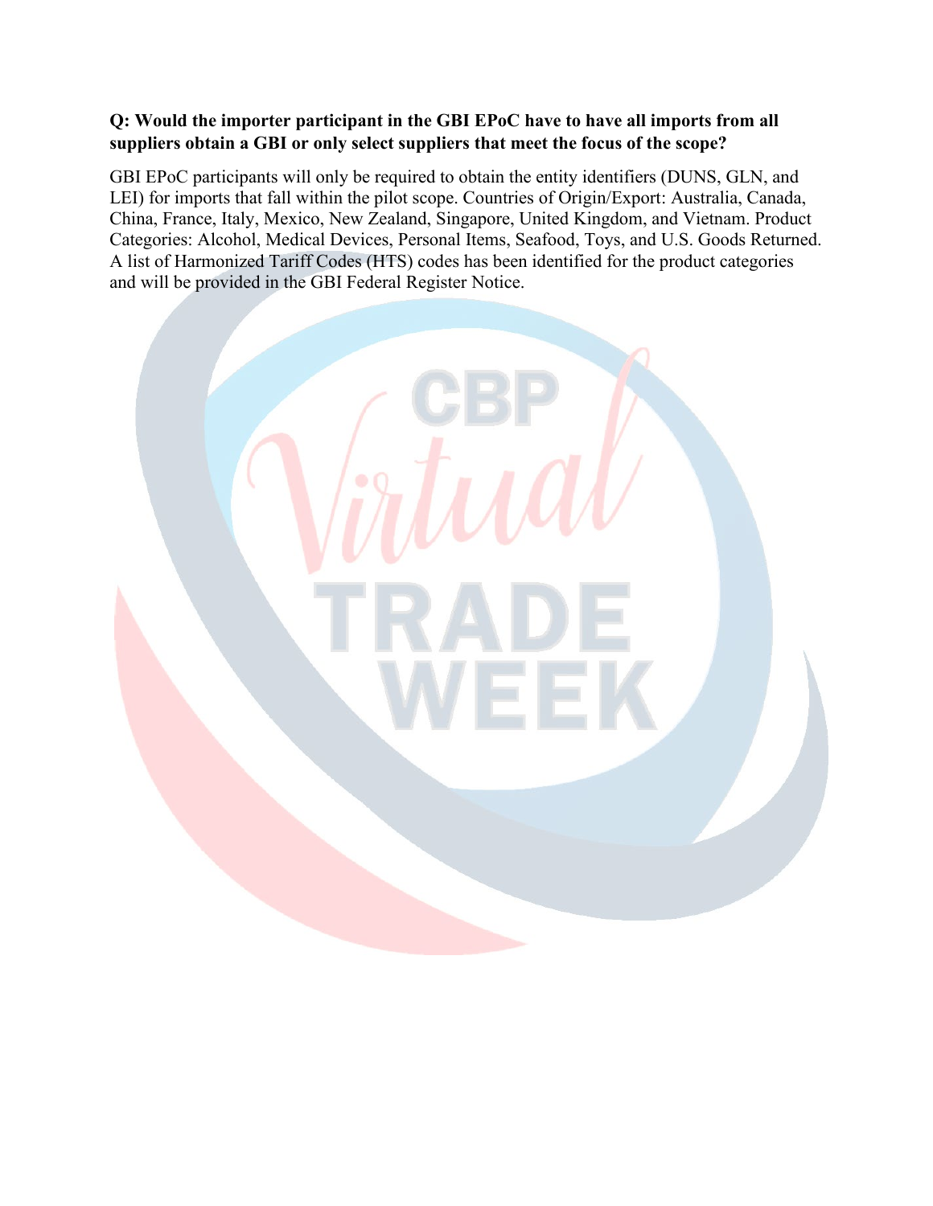**Q: Would the importer participant in the GBI EPoC have to have all imports from all suppliers obtain a GBI or only select suppliers that meet the focus of the scope?**

GBI EPoC participants will only be required to obtain the entity identifiers (DUNS, GLN, and LEI) for imports that fall within the pilot scope. Countries of Origin/Export: Australia, Canada, China, France, Italy, Mexico, New Zealand, Singapore, United Kingdom, and Vietnam. Product Categories: Alcohol, Medical Devices, Personal Items, Seafood, Toys, and U.S. Goods Returned. A list of Harmonized Tariff Codes (HTS) codes has been identified for the product categories and will be provided in the GBI Federal Register Notice.